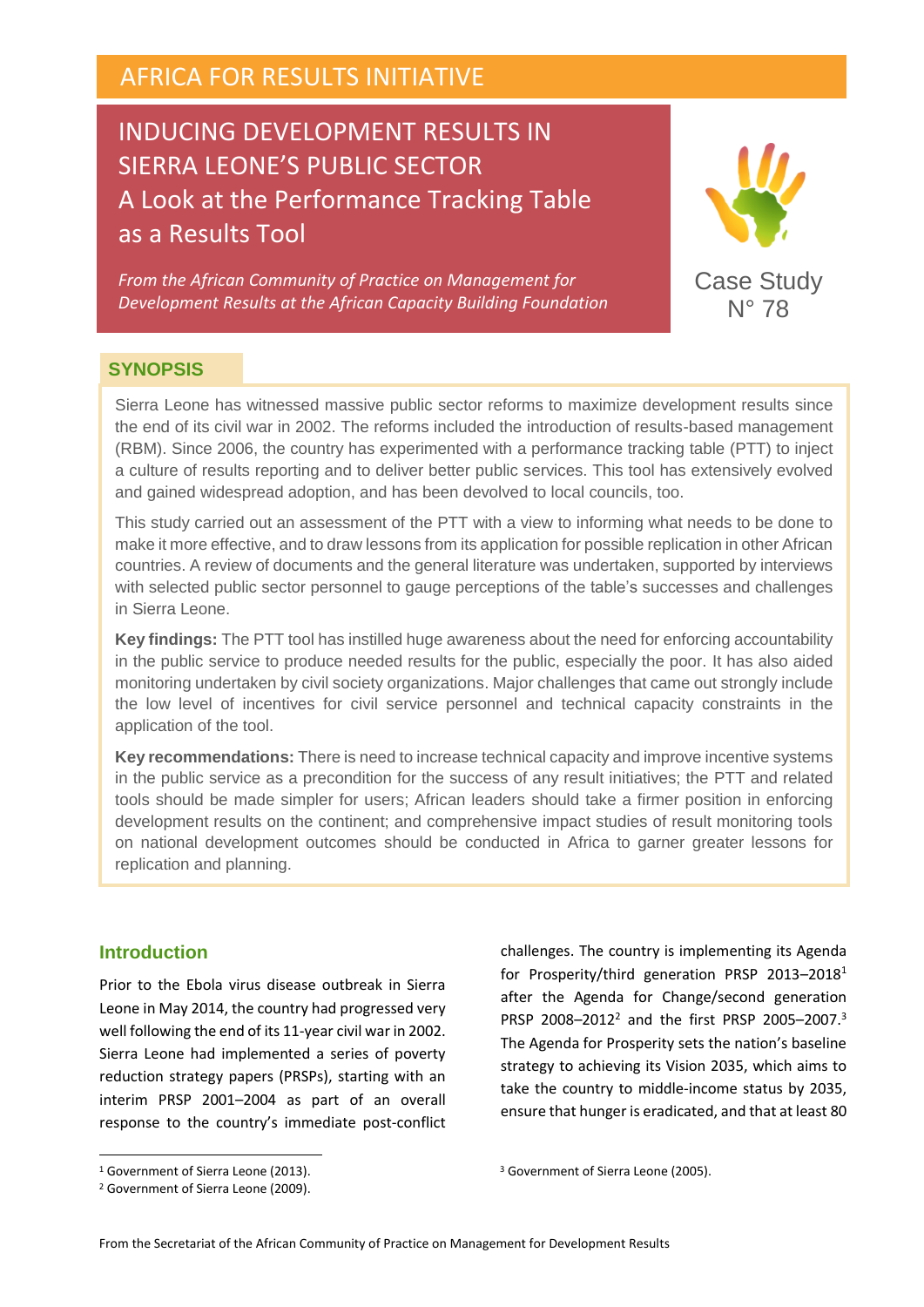AFRICA FOR RESULTS INITIATIVE

# INDUCING DEVELOPMENT RESULTS IN SIERRA LEONE'S PUBLIC SECTOR A Look at the Performance Tracking Table as a Results Tool

*From the African Community of Practice on Management for Development Results at the African Capacity Building Foundation*

Case Study N° 78

## SYNOPSIS

Sierra Leone has witnessed massive public sector reforms to maximize development results since the end of its civil war in 2002. The reforms included the introduction of results-based management (RBM). Since 2006, the country has experimented with a performance tracking table (PTT) to inject a culture of results reporting and to deliver better public services. This tool has extensively evolved and gained widespread adoption, and has been devolved to local councils, too.

This study carried out an assessment of the PTT with a view to informing what needs to be done to make it more effective, and to draw lessons from its application for possible replication in other African countries. A review of documents and the general literature was undertaken, supported by interviews with selected public sector personnel to gauge perceptions of the table's successes and challenges in Sierra Leone.

**Key findings:** The PTT tool has instilled huge awareness about the need for enforcing accountability in the public service to produce needed results for the public, especially the poor. It has also aided monitoring undertaken by civil society organizations. Major challenges that came out strongly include the low level of incentives for civil service personnel and technical capacity constraints in the application of the tool.

**Key recommendations:** There is need to increase technical capacity and improve incentive systems in the public service as a precondition for the success of any result initiatives; the PTT and related tools should be made simpler for users; African leaders should take a firmer position in enforcing development results on the continent; and comprehensive impact studies of result monitoring tools on national development outcomes should be conducted in Africa to garner greater lessons for replication and planning.

## Introduction

Prior to the Ebola virus disease outbreak in Sierra Leone in May 2014, the country had progressed very well following the end of its 11-year civil war in 2002. Sierra Leone had implemented a series of poverty reduction strategy papers (PRSPs), starting with an interim PRSP 2001–2004 as part of an overall response to the country's immediate post-conflict challenges. The country is implementing its Agenda for Prosperity/third generation PRSP 2013–2018[1] after the Agenda for Change/second generation PRSP 2008–2012[2] and the first PRSP 2005–2007.[3] The Agenda for Prosperity sets the nation's baseline strategy to achieving its Vision 2035, which aims to take the country to middle-income status by 2035, ensure that hunger is eradicated, and that at least 80

[1] Government of Sierra Leone (2013).

[2] Government of Sierra Leone (2009).

[3] Government of Sierra Leone (2005).

From the Secretariat of the African Community of Practice on Management for Development Results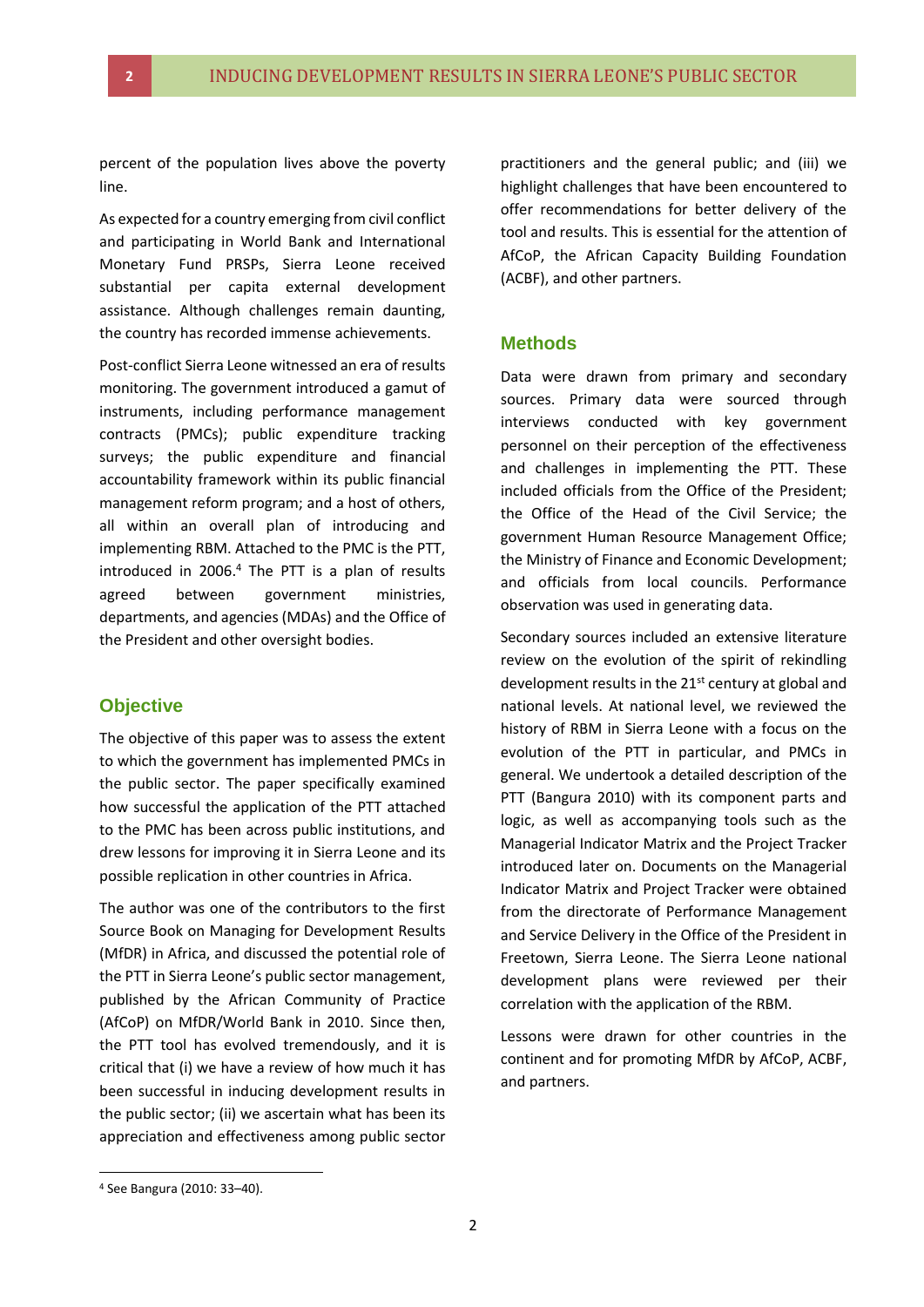percent of the population lives above the poverty line.

As expected for a country emerging from civil conflict and participating in World Bank and International Monetary Fund PRSPs, Sierra Leone received substantial per capita external development assistance. Although challenges remain daunting, the country has recorded immense achievements.

Post-conflict Sierra Leone witnessed an era of results monitoring. The government introduced a gamut of instruments, including performance management contracts (PMCs); public expenditure tracking surveys; the public expenditure and financial accountability framework within its public financial management reform program; and a host of others, all within an overall plan of introducing and implementing RBM. Attached to the PMC is the PTT, introduced in 2006.[4] The PTT is a plan of results agreed between government ministries, departments, and agencies (MDAs) and the Office of the President and other oversight bodies.

## Objective

The objective of this paper was to assess the extent to which the government has implemented PMCs in the public sector. The paper specifically examined how successful the application of the PTT attached to the PMC has been across public institutions, and drew lessons for improving it in Sierra Leone and its possible replication in other countries in Africa.

The author was one of the contributors to the first Source Book on Managing for Development Results (MfDR) in Africa, and discussed the potential role of the PTT in Sierra Leone's public sector management, published by the African Community of Practice (AfCoP) on MfDR/World Bank in 2010. Since then, the PTT tool has evolved tremendously, and it is critical that (i) we have a review of how much it has been successful in inducing development results in the public sector; (ii) we ascertain what has been its appreciation and effectiveness among public sector practitioners and the general public; and (iii) we highlight challenges that have been encountered to offer recommendations for better delivery of the tool and results. This is essential for the attention of AfCoP, the African Capacity Building Foundation (ACBF), and other partners.

## Methods

Data were drawn from primary and secondary sources. Primary data were sourced through interviews conducted with key government personnel on their perception of the effectiveness and challenges in implementing the PTT. These included officials from the Office of the President; the Office of the Head of the Civil Service; the government Human Resource Management Office; the Ministry of Finance and Economic Development; and officials from local councils. Performance observation was used in generating data.

Secondary sources included an extensive literature review on the evolution of the spirit of rekindling development results in the 21st century at global and national levels. At national level, we reviewed the history of RBM in Sierra Leone with a focus on the evolution of the PTT in particular, and PMCs in general. We undertook a detailed description of the PTT (Bangura 2010) with its component parts and logic, as well as accompanying tools such as the Managerial Indicator Matrix and the Project Tracker introduced later on. Documents on the Managerial Indicator Matrix and Project Tracker were obtained from the directorate of Performance Management and Service Delivery in the Office of the President in Freetown, Sierra Leone. The Sierra Leone national development plans were reviewed per their correlation with the application of the RBM.

Lessons were drawn for other countries in the continent and for promoting MfDR by AfCoP, ACBF, and partners.

[4] See Bangura (2010: 33–40).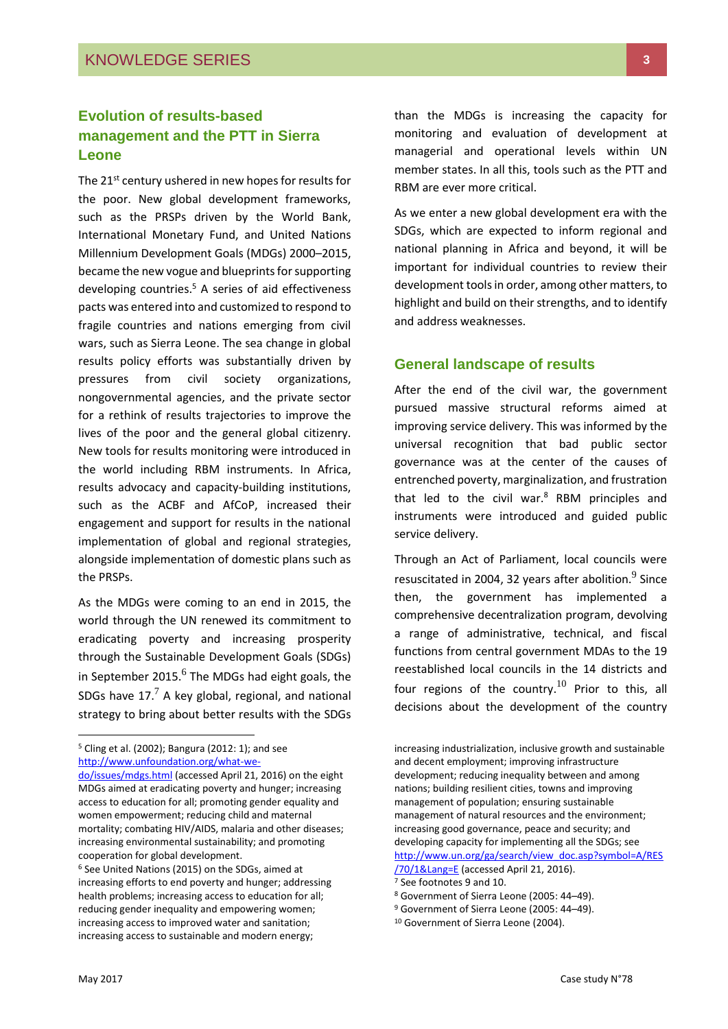## Evolution of results-based management and the PTT in Sierra Leone

The 21st century ushered in new hopes for results for the poor. New global development frameworks, such as the PRSPs driven by the World Bank, International Monetary Fund, and United Nations Millennium Development Goals (MDGs) 2000–2015, became the new vogue and blueprints for supporting developing countries.[5] A series of aid effectiveness pacts was entered into and customized to respond to fragile countries and nations emerging from civil wars, such as Sierra Leone. The sea change in global results policy efforts was substantially driven by pressures from civil society organizations, nongovernmental agencies, and the private sector for a rethink of results trajectories to improve the lives of the poor and the general global citizenry. New tools for results monitoring were introduced in the world including RBM instruments. In Africa, results advocacy and capacity-building institutions, such as the ACBF and AfCoP, increased their engagement and support for results in the national implementation of global and regional strategies, alongside implementation of domestic plans such as the PRSPs.

As the MDGs were coming to an end in 2015, the world through the UN renewed its commitment to eradicating poverty and increasing prosperity through the Sustainable Development Goals (SDGs) in September 2015.[6] The MDGs had eight goals, the SDGs have 17.[7] A key global, regional, and national strategy to bring about better results with the SDGs than the MDGs is increasing the capacity for monitoring and evaluation of development at managerial and operational levels within UN member states. In all this, tools such as the PTT and RBM are ever more critical.

As we enter a new global development era with the SDGs, which are expected to inform regional and national planning in Africa and beyond, it will be important for individual countries to review their development tools in order, among other matters, to highlight and build on their strengths, and to identify and address weaknesses.

## General landscape of results

After the end of the civil war, the government pursued massive structural reforms aimed at improving service delivery. This was informed by the universal recognition that bad public sector governance was at the center of the causes of entrenched poverty, marginalization, and frustration that led to the civil war.[8] RBM principles and instruments were introduced and guided public service delivery.

Through an Act of Parliament, local councils were resuscitated in 2004, 32 years after abolition.[9] Since then, the government has implemented a comprehensive decentralization program, devolving a range of administrative, technical, and fiscal functions from central government MDAs to the 19 reestablished local councils in the 14 districts and four regions of the country.[10] Prior to this, all decisions about the development of the country

---

[5] Cling et al. (2002); Bangura (2012: 1); and see http://www.unfoundation.org/what-we-do/issues/mdgs.html (accessed April 21, 2016) on the eight MDGs aimed at eradicating poverty and hunger; increasing access to education for all; promoting gender equality and women empowerment; reducing child and maternal mortality; combating HIV/AIDS, malaria and other diseases; increasing environmental sustainability; and promoting cooperation for global development.

[6] See United Nations (2015) on the SDGs, aimed at increasing efforts to end poverty and hunger; addressing health problems; increasing access to education for all; reducing gender inequality and empowering women; increasing access to improved water and sanitation; increasing access to sustainable and modern energy; increasing industrialization, inclusive growth and sustainable and decent employment; improving infrastructure development; reducing inequality between and among nations; building resilient cities, towns and improving management of population; ensuring sustainable management of natural resources and the environment; increasing good governance, peace and security; and developing capacity for implementing all the SDGs; see http://www.un.org/ga/search/view_doc.asp?symbol=A/RES/70/1&Lang=E (accessed April 21, 2016).

[7] See footnotes 9 and 10.

[8] Government of Sierra Leone (2005: 44–49).

[9] Government of Sierra Leone (2005: 44–49).

[10] Government of Sierra Leone (2004).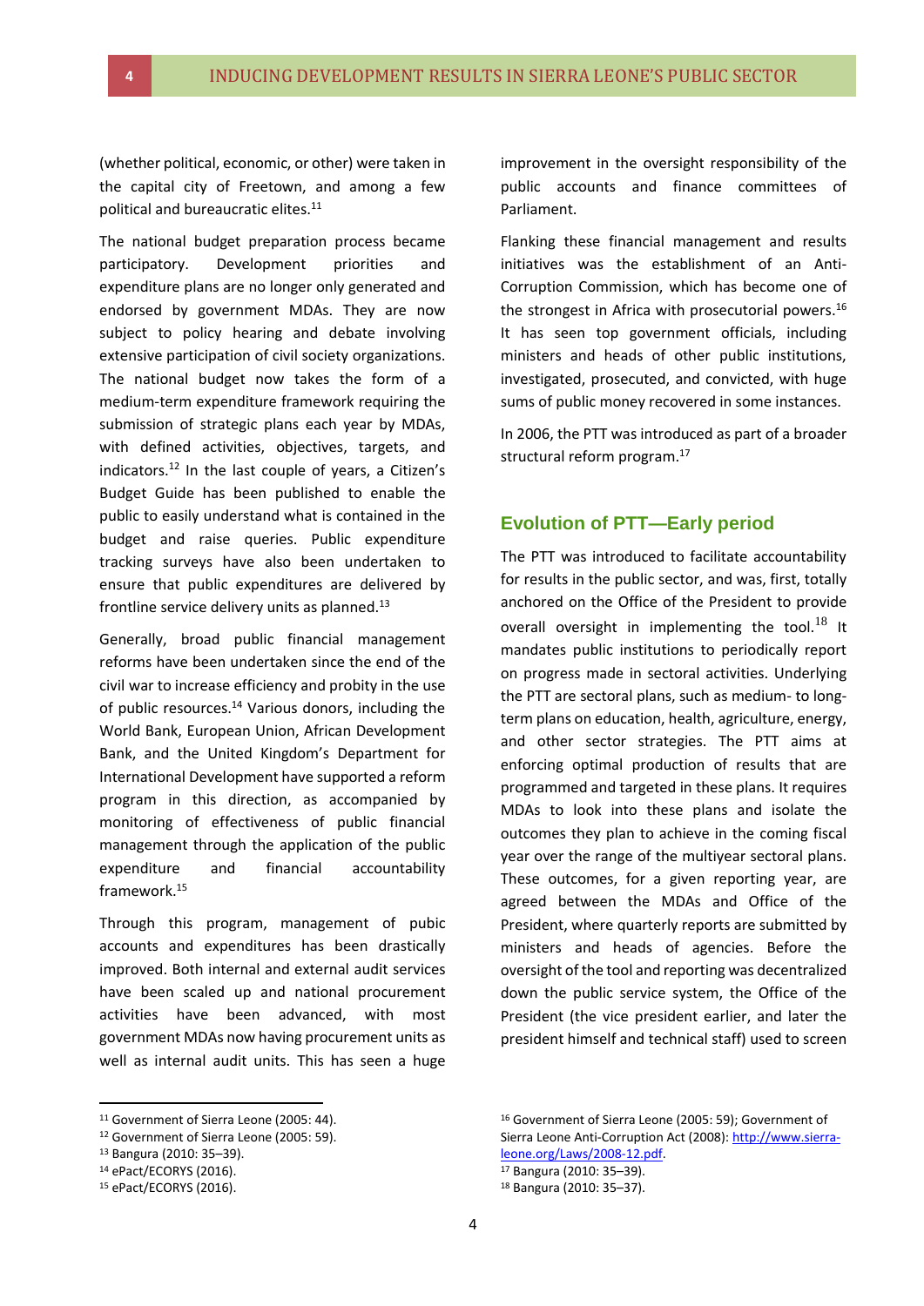(whether political, economic, or other) were taken in the capital city of Freetown, and among a few political and bureaucratic elites.[11]

The national budget preparation process became participatory. Development priorities and expenditure plans are no longer only generated and endorsed by government MDAs. They are now subject to policy hearing and debate involving extensive participation of civil society organizations. The national budget now takes the form of a medium-term expenditure framework requiring the submission of strategic plans each year by MDAs, with defined activities, objectives, targets, and indicators.[12] In the last couple of years, a Citizen's Budget Guide has been published to enable the public to easily understand what is contained in the budget and raise queries. Public expenditure tracking surveys have also been undertaken to ensure that public expenditures are delivered by frontline service delivery units as planned.[13]

Generally, broad public financial management reforms have been undertaken since the end of the civil war to increase efficiency and probity in the use of public resources.[14] Various donors, including the World Bank, European Union, African Development Bank, and the United Kingdom's Department for International Development have supported a reform program in this direction, as accompanied by monitoring of effectiveness of public financial management through the application of the public expenditure and financial accountability framework.[15]

Through this program, management of pubic accounts and expenditures has been drastically improved. Both internal and external audit services have been scaled up and national procurement activities have been advanced, with most government MDAs now having procurement units as well as internal audit units. This has seen a huge improvement in the oversight responsibility of the public accounts and finance committees of Parliament.

Flanking these financial management and results initiatives was the establishment of an Anti-Corruption Commission, which has become one of the strongest in Africa with prosecutorial powers.[16] It has seen top government officials, including ministers and heads of other public institutions, investigated, prosecuted, and convicted, with huge sums of public money recovered in some instances.

In 2006, the PTT was introduced as part of a broader structural reform program.[17]

## Evolution of PTT—Early period

The PTT was introduced to facilitate accountability for results in the public sector, and was, first, totally anchored on the Office of the President to provide overall oversight in implementing the tool.[18] It mandates public institutions to periodically report on progress made in sectoral activities. Underlying the PTT are sectoral plans, such as medium- to long-term plans on education, health, agriculture, energy, and other sector strategies. The PTT aims at enforcing optimal production of results that are programmed and targeted in these plans. It requires MDAs to look into these plans and isolate the outcomes they plan to achieve in the coming fiscal year over the range of the multiyear sectoral plans. These outcomes, for a given reporting year, are agreed between the MDAs and Office of the President, where quarterly reports are submitted by ministers and heads of agencies. Before the oversight of the tool and reporting was decentralized down the public service system, the Office of the President (the vice president earlier, and later the president himself and technical staff) used to screen

---

[11] Government of Sierra Leone (2005: 44).

[12] Government of Sierra Leone (2005: 59).

[13] Bangura (2010: 35–39).

[14] ePact/ECORYS (2016).

[15] ePact/ECORYS (2016).

[16] Government of Sierra Leone (2005: 59); Government of Sierra Leone Anti-Corruption Act (2008): http://www.sierra-leone.org/Laws/2008-12.pdf.

[17] Bangura (2010: 35–39).

[18] Bangura (2010: 35–37).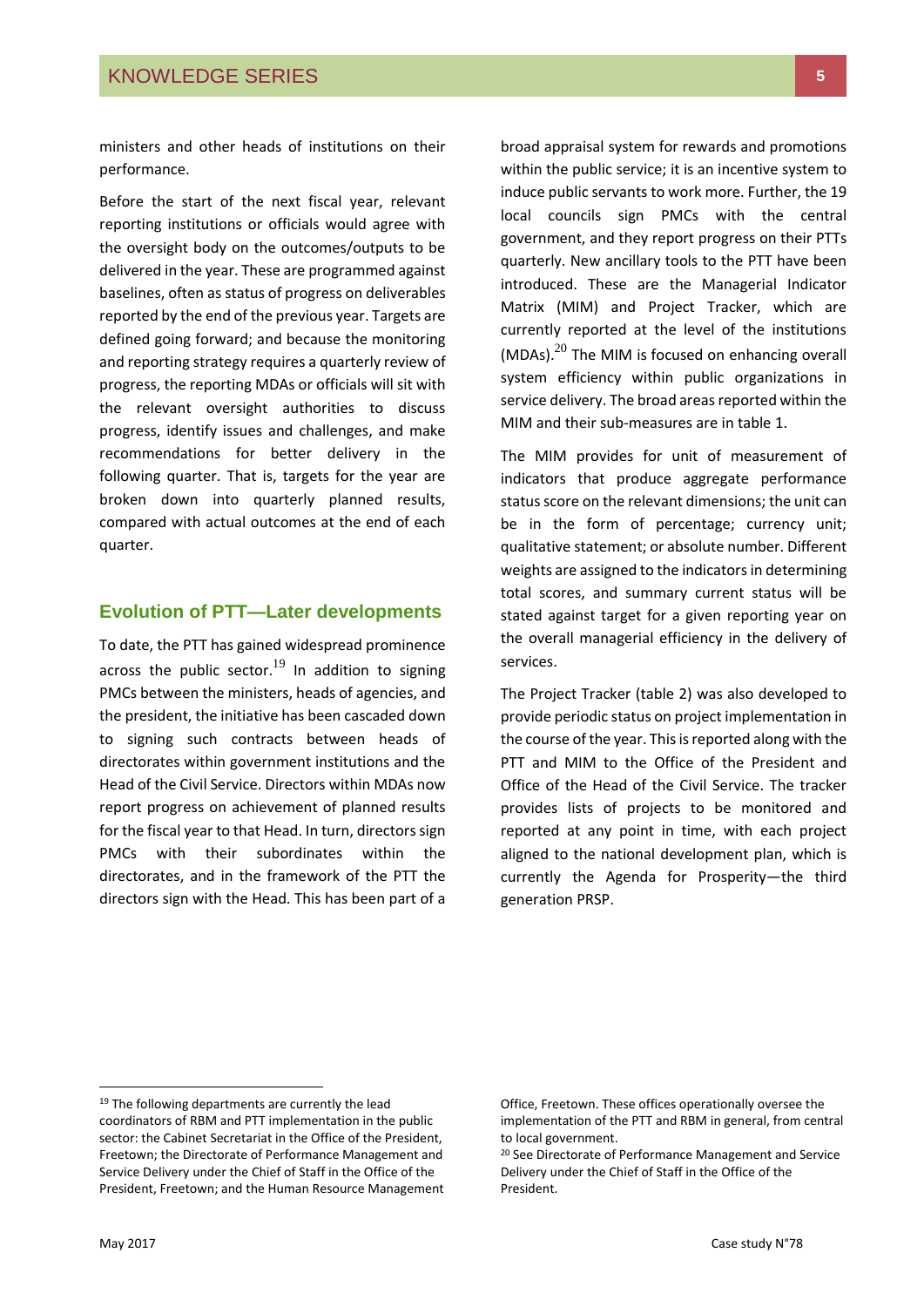ministers and other heads of institutions on their performance.

Before the start of the next fiscal year, relevant reporting institutions or officials would agree with the oversight body on the outcomes/outputs to be delivered in the year. These are programmed against baselines, often as status of progress on deliverables reported by the end of the previous year. Targets are defined going forward; and because the monitoring and reporting strategy requires a quarterly review of progress, the reporting MDAs or officials will sit with the relevant oversight authorities to discuss progress, identify issues and challenges, and make recommendations for better delivery in the following quarter. That is, targets for the year are broken down into quarterly planned results, compared with actual outcomes at the end of each quarter.

## Evolution of PTT—Later developments

To date, the PTT has gained widespread prominence across the public sector.[19] In addition to signing PMCs between the ministers, heads of agencies, and the president, the initiative has been cascaded down to signing such contracts between heads of directorates within government institutions and the Head of the Civil Service. Directors within MDAs now report progress on achievement of planned results for the fiscal year to that Head. In turn, directors sign PMCs with their subordinates within the directorates, and in the framework of the PTT the directors sign with the Head. This has been part of a broad appraisal system for rewards and promotions within the public service; it is an incentive system to induce public servants to work more. Further, the 19 local councils sign PMCs with the central government, and they report progress on their PTTs quarterly. New ancillary tools to the PTT have been introduced. These are the Managerial Indicator Matrix (MIM) and Project Tracker, which are currently reported at the level of the institutions (MDAs).[20] The MIM is focused on enhancing overall system efficiency within public organizations in service delivery. The broad areas reported within the MIM and their sub-measures are in table 1.

The MIM provides for unit of measurement of indicators that produce aggregate performance status score on the relevant dimensions; the unit can be in the form of percentage; currency unit; qualitative statement; or absolute number. Different weights are assigned to the indicators in determining total scores, and summary current status will be stated against target for a given reporting year on the overall managerial efficiency in the delivery of services.

The Project Tracker (table 2) was also developed to provide periodic status on project implementation in the course of the year. This is reported along with the PTT and MIM to the Office of the President and Office of the Head of the Civil Service. The tracker provides lists of projects to be monitored and reported at any point in time, with each project aligned to the national development plan, which is currently the Agenda for Prosperity—the third generation PRSP.

---

[19] The following departments are currently the lead coordinators of RBM and PTT implementation in the public sector: the Cabinet Secretariat in the Office of the President, Freetown; the Directorate of Performance Management and Service Delivery under the Chief of Staff in the Office of the President, Freetown; and the Human Resource Management Office, Freetown. These offices operationally oversee the implementation of the PTT and RBM in general, from central to local government.

[20] See Directorate of Performance Management and Service Delivery under the Chief of Staff in the Office of the President.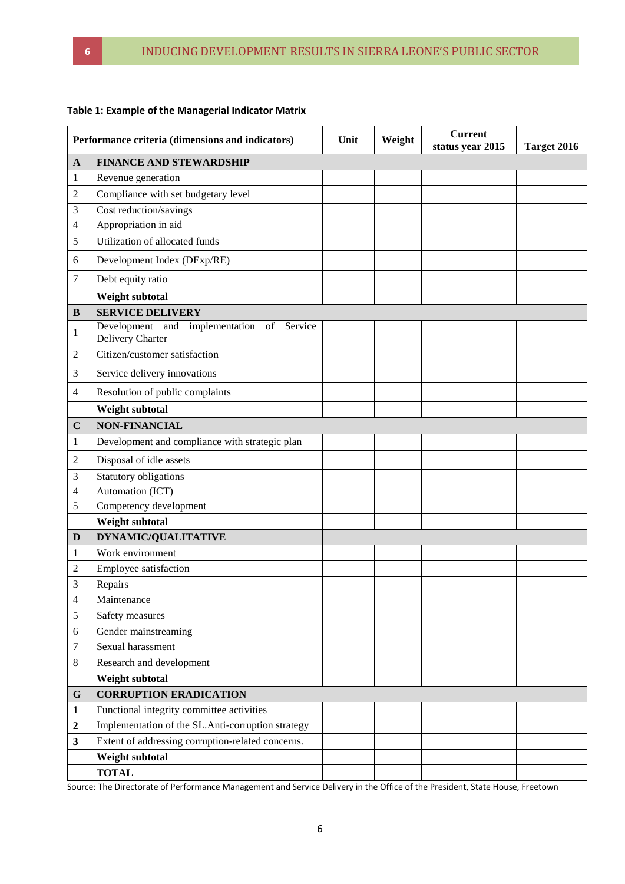**Table 1: Example of the Managerial Indicator Matrix**

| | Performance criteria (dimensions and indicators) | Unit | Weight | Current status year 2015 | Target 2016 |
|---|---|---|---|---|---|
| **A** | **FINANCE AND STEWARDSHIP** | | | | |
| 1 | Revenue generation | | | | |
| 2 | Compliance with set budgetary level | | | | |
| 3 | Cost reduction/savings | | | | |
| 4 | Appropriation in aid | | | | |
| 5 | Utilization of allocated funds | | | | |
| 6 | Development Index (DExp/RE) | | | | |
| 7 | Debt equity ratio | | | | |
| | **Weight subtotal** | | | | |
| **B** | **SERVICE DELIVERY** | | | | |
| 1 | Development and implementation of Service Delivery Charter | | | | |
| 2 | Citizen/customer satisfaction | | | | |
| 3 | Service delivery innovations | | | | |
| 4 | Resolution of public complaints | | | | |
| | **Weight subtotal** | | | | |
| **C** | **NON-FINANCIAL** | | | | |
| 1 | Development and compliance with strategic plan | | | | |
| 2 | Disposal of idle assets | | | | |
| 3 | Statutory obligations | | | | |
| 4 | Automation (ICT) | | | | |
| 5 | Competency development | | | | |
| | **Weight subtotal** | | | | |
| **D** | **DYNAMIC/QUALITATIVE** | | | | |
| 1 | Work environment | | | | |
| 2 | Employee satisfaction | | | | |
| 3 | Repairs | | | | |
| 4 | Maintenance | | | | |
| 5 | Safety measures | | | | |
| 6 | Gender mainstreaming | | | | |
| 7 | Sexual harassment | | | | |
| 8 | Research and development | | | | |
| | **Weight subtotal** | | | | |
| **G** | **CORRUPTION ERADICATION** | | | | |
| **1** | Functional integrity committee activities | | | | |
| **2** | Implementation of the SL.Anti-corruption strategy | | | | |
| **3** | Extent of addressing corruption-related concerns. | | | | |
| | **Weight subtotal** | | | | |
| | **TOTAL** | | | | |

Source: The Directorate of Performance Management and Service Delivery in the Office of the President, State House, Freetown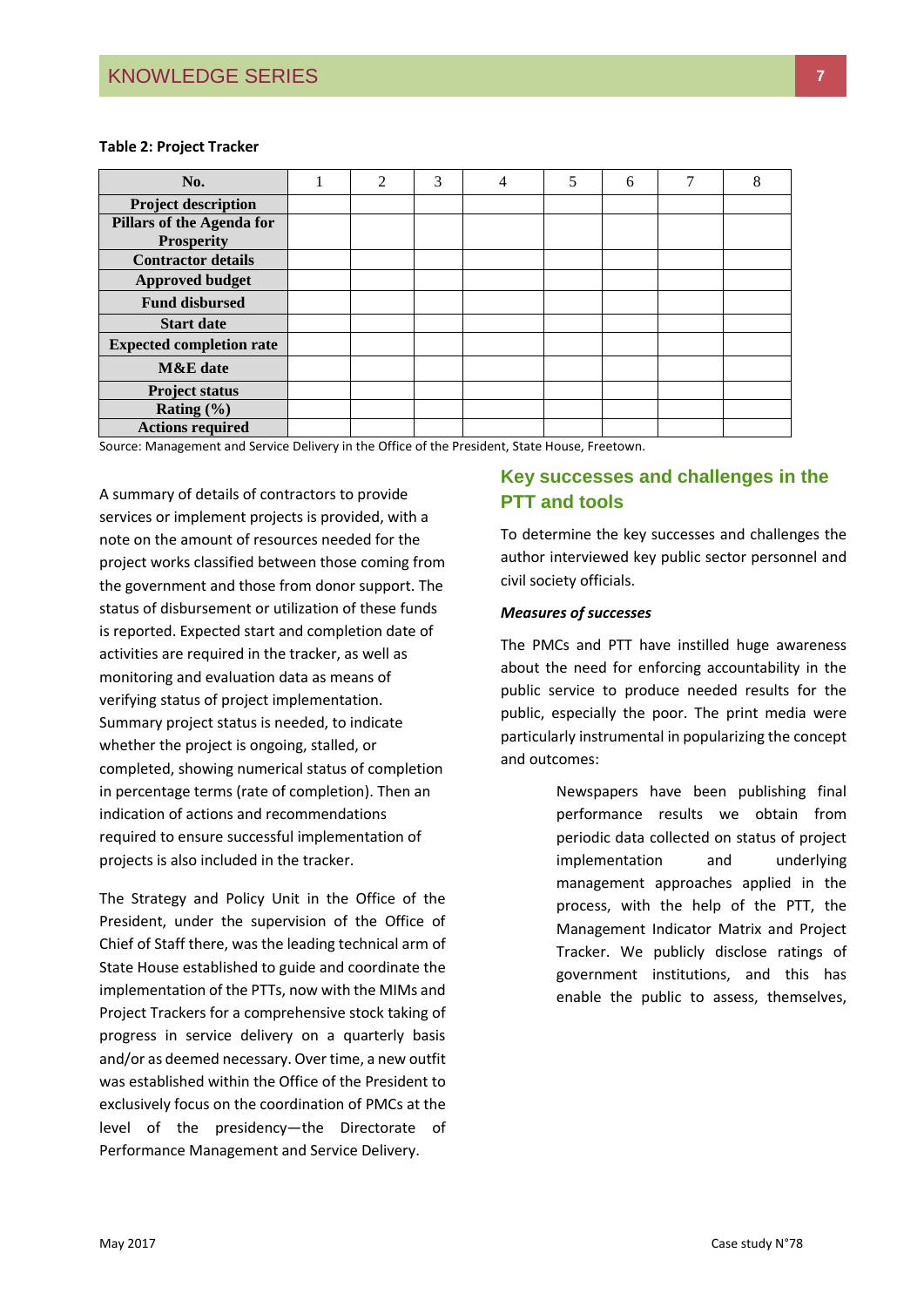**Table 2: Project Tracker**

| No. | 1 | 2 | 3 | 4 | 5 | 6 | 7 | 8 |
|---|---|---|---|---|---|---|---|---|
| **Project description** | | | | | | | | |
| **Pillars of the Agenda for Prosperity** | | | | | | | | |
| **Contractor details** | | | | | | | | |
| **Approved budget** | | | | | | | | |
| **Fund disbursed** | | | | | | | | |
| **Start date** | | | | | | | | |
| **Expected completion rate** | | | | | | | | |
| **M&E date** | | | | | | | | |
| **Project status** | | | | | | | | |
| **Rating (%)** | | | | | | | | |
| **Actions required** | | | | | | | | |

Source: Management and Service Delivery in the Office of the President, State House, Freetown.

A summary of details of contractors to provide services or implement projects is provided, with a note on the amount of resources needed for the project works classified between those coming from the government and those from donor support. The status of disbursement or utilization of these funds is reported. Expected start and completion date of activities are required in the tracker, as well as monitoring and evaluation data as means of verifying status of project implementation. Summary project status is needed, to indicate whether the project is ongoing, stalled, or completed, showing numerical status of completion in percentage terms (rate of completion). Then an indication of actions and recommendations required to ensure successful implementation of projects is also included in the tracker.

The Strategy and Policy Unit in the Office of the President, under the supervision of the Office of Chief of Staff there, was the leading technical arm of State House established to guide and coordinate the implementation of the PTTs, now with the MIMs and Project Trackers for a comprehensive stock taking of progress in service delivery on a quarterly basis and/or as deemed necessary. Over time, a new outfit was established within the Office of the President to exclusively focus on the coordination of PMCs at the level of the presidency—the Directorate of Performance Management and Service Delivery.

## Key successes and challenges in the PTT and tools

To determine the key successes and challenges the author interviewed key public sector personnel and civil society officials.

***Measures of successes***

The PMCs and PTT have instilled huge awareness about the need for enforcing accountability in the public service to produce needed results for the public, especially the poor. The print media were particularly instrumental in popularizing the concept and outcomes:

> Newspapers have been publishing final performance results we obtain from periodic data collected on status of project implementation and underlying management approaches applied in the process, with the help of the PTT, the Management Indicator Matrix and Project Tracker. We publicly disclose ratings of government institutions, and this has enable the public to assess, themselves,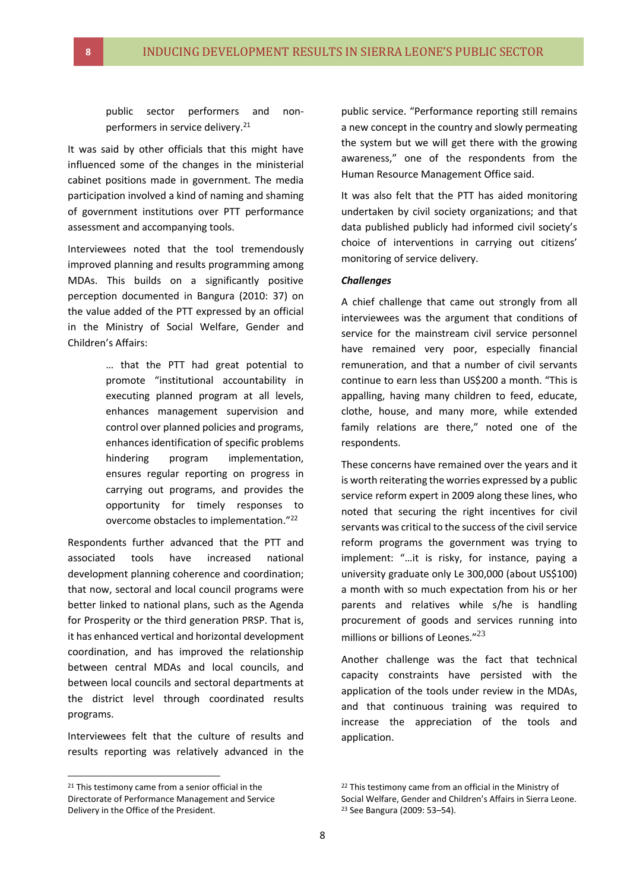public sector performers and non-performers in service delivery.[21]

It was said by other officials that this might have influenced some of the changes in the ministerial cabinet positions made in government. The media participation involved a kind of naming and shaming of government institutions over PTT performance assessment and accompanying tools.

Interviewees noted that the tool tremendously improved planning and results programming among MDAs. This builds on a significantly positive perception documented in Bangura (2010: 37) on the value added of the PTT expressed by an official in the Ministry of Social Welfare, Gender and Children's Affairs:

> … that the PTT had great potential to promote "institutional accountability in executing planned program at all levels, enhances management supervision and control over planned policies and programs, enhances identification of specific problems hindering program implementation, ensures regular reporting on progress in carrying out programs, and provides the opportunity for timely responses to overcome obstacles to implementation."[22]

Respondents further advanced that the PTT and associated tools have increased national development planning coherence and coordination; that now, sectoral and local council programs were better linked to national plans, such as the Agenda for Prosperity or the third generation PRSP. That is, it has enhanced vertical and horizontal development coordination, and has improved the relationship between central MDAs and local councils, and between local councils and sectoral departments at the district level through coordinated results programs.

Interviewees felt that the culture of results and results reporting was relatively advanced in the public service. "Performance reporting still remains a new concept in the country and slowly permeating the system but we will get there with the growing awareness," one of the respondents from the Human Resource Management Office said.

It was also felt that the PTT has aided monitoring undertaken by civil society organizations; and that data published publicly had informed civil society's choice of interventions in carrying out citizens' monitoring of service delivery.

***Challenges***

A chief challenge that came out strongly from all interviewees was the argument that conditions of service for the mainstream civil service personnel have remained very poor, especially financial remuneration, and that a number of civil servants continue to earn less than US$200 a month. "This is appalling, having many children to feed, educate, clothe, house, and many more, while extended family relations are there," noted one of the respondents.

These concerns have remained over the years and it is worth reiterating the worries expressed by a public service reform expert in 2009 along these lines, who noted that securing the right incentives for civil servants was critical to the success of the civil service reform programs the government was trying to implement: "…it is risky, for instance, paying a university graduate only Le 300,000 (about US$100) a month with so much expectation from his or her parents and relatives while s/he is handling procurement of goods and services running into millions or billions of Leones."[23]

Another challenge was the fact that technical capacity constraints have persisted with the application of the tools under review in the MDAs, and that continuous training was required to increase the appreciation of the tools and application.

---

[21] This testimony came from a senior official in the Directorate of Performance Management and Service Delivery in the Office of the President.

[22] This testimony came from an official in the Ministry of Social Welfare, Gender and Children's Affairs in Sierra Leone.

[23] See Bangura (2009: 53–54).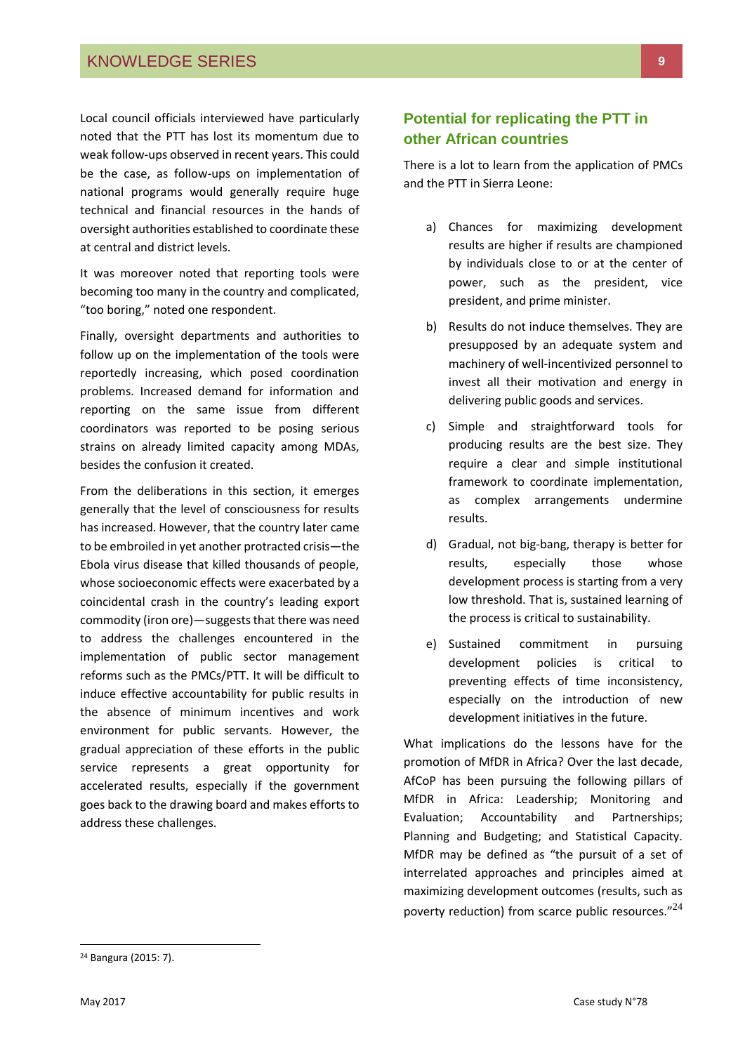Local council officials interviewed have particularly noted that the PTT has lost its momentum due to weak follow-ups observed in recent years. This could be the case, as follow-ups on implementation of national programs would generally require huge technical and financial resources in the hands of oversight authorities established to coordinate these at central and district levels.

It was moreover noted that reporting tools were becoming too many in the country and complicated, "too boring," noted one respondent.

Finally, oversight departments and authorities to follow up on the implementation of the tools were reportedly increasing, which posed coordination problems. Increased demand for information and reporting on the same issue from different coordinators was reported to be posing serious strains on already limited capacity among MDAs, besides the confusion it created.

From the deliberations in this section, it emerges generally that the level of consciousness for results has increased. However, that the country later came to be embroiled in yet another protracted crisis—the Ebola virus disease that killed thousands of people, whose socioeconomic effects were exacerbated by a coincidental crash in the country's leading export commodity (iron ore)—suggests that there was need to address the challenges encountered in the implementation of public sector management reforms such as the PMCs/PTT. It will be difficult to induce effective accountability for public results in the absence of minimum incentives and work environment for public servants. However, the gradual appreciation of these efforts in the public service represents a great opportunity for accelerated results, especially if the government goes back to the drawing board and makes efforts to address these challenges.

## Potential for replicating the PTT in other African countries

There is a lot to learn from the application of PMCs and the PTT in Sierra Leone:

a) Chances for maximizing development results are higher if results are championed by individuals close to or at the center of power, such as the president, vice president, and prime minister.

b) Results do not induce themselves. They are presupposed by an adequate system and machinery of well-incentivized personnel to invest all their motivation and energy in delivering public goods and services.

c) Simple and straightforward tools for producing results are the best size. They require a clear and simple institutional framework to coordinate implementation, as complex arrangements undermine results.

d) Gradual, not big-bang, therapy is better for results, especially those whose development process is starting from a very low threshold. That is, sustained learning of the process is critical to sustainability.

e) Sustained commitment in pursuing development policies is critical to preventing effects of time inconsistency, especially on the introduction of new development initiatives in the future.

What implications do the lessons have for the promotion of MfDR in Africa? Over the last decade, AfCoP has been pursuing the following pillars of MfDR in Africa: Leadership; Monitoring and Evaluation; Accountability and Partnerships; Planning and Budgeting; and Statistical Capacity. MfDR may be defined as "the pursuit of a set of interrelated approaches and principles aimed at maximizing development outcomes (results, such as poverty reduction) from scarce public resources."[24]

---

[24] Bangura (2015: 7).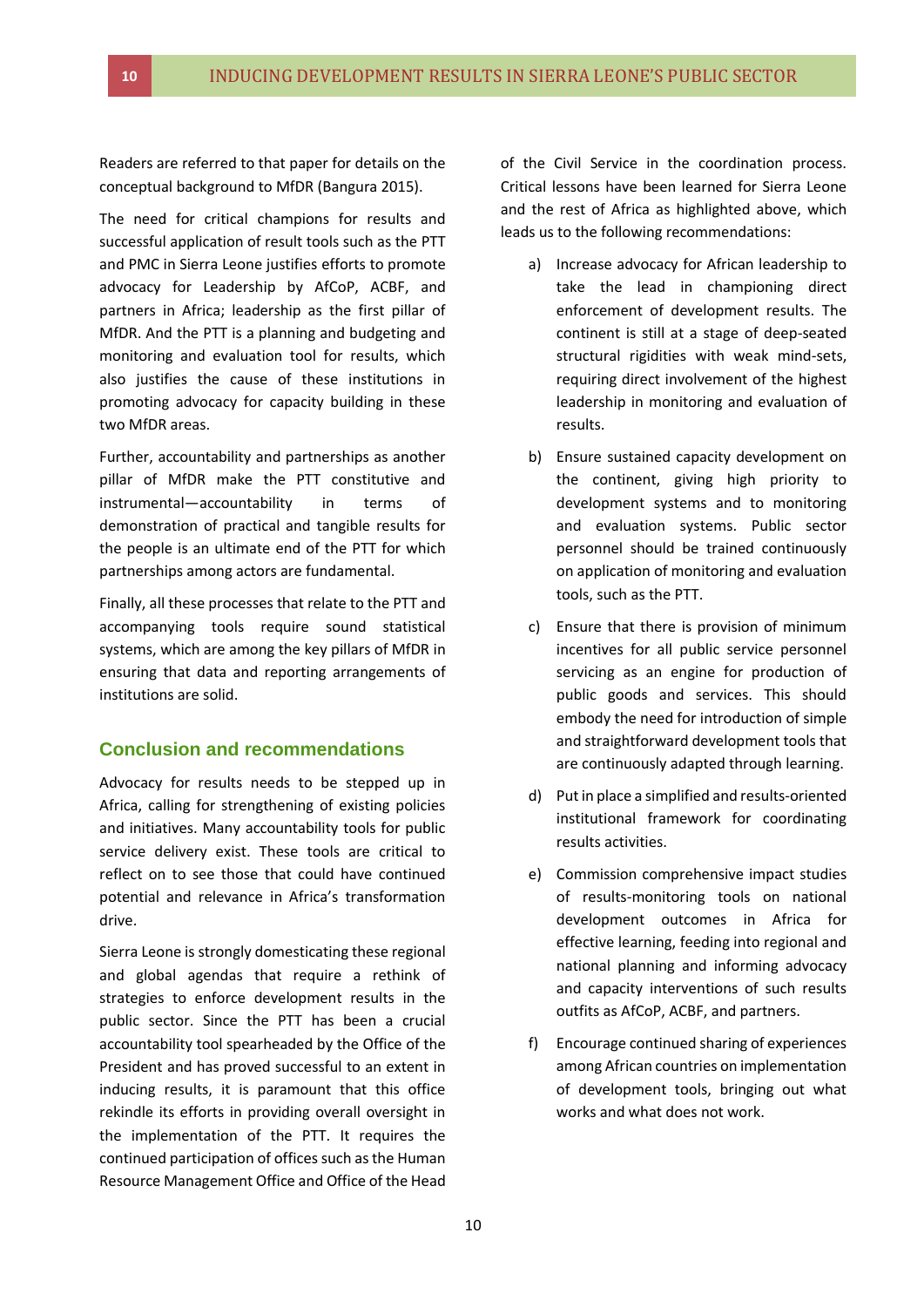Readers are referred to that paper for details on the conceptual background to MfDR (Bangura 2015).

The need for critical champions for results and successful application of result tools such as the PTT and PMC in Sierra Leone justifies efforts to promote advocacy for Leadership by AfCoP, ACBF, and partners in Africa; leadership as the first pillar of MfDR. And the PTT is a planning and budgeting and monitoring and evaluation tool for results, which also justifies the cause of these institutions in promoting advocacy for capacity building in these two MfDR areas.

Further, accountability and partnerships as another pillar of MfDR make the PTT constitutive and instrumental—accountability in terms of demonstration of practical and tangible results for the people is an ultimate end of the PTT for which partnerships among actors are fundamental.

Finally, all these processes that relate to the PTT and accompanying tools require sound statistical systems, which are among the key pillars of MfDR in ensuring that data and reporting arrangements of institutions are solid.

## Conclusion and recommendations

Advocacy for results needs to be stepped up in Africa, calling for strengthening of existing policies and initiatives. Many accountability tools for public service delivery exist. These tools are critical to reflect on to see those that could have continued potential and relevance in Africa's transformation drive.

Sierra Leone is strongly domesticating these regional and global agendas that require a rethink of strategies to enforce development results in the public sector. Since the PTT has been a crucial accountability tool spearheaded by the Office of the President and has proved successful to an extent in inducing results, it is paramount that this office rekindle its efforts in providing overall oversight in the implementation of the PTT. It requires the continued participation of offices such as the Human Resource Management Office and Office of the Head of the Civil Service in the coordination process. Critical lessons have been learned for Sierra Leone and the rest of Africa as highlighted above, which leads us to the following recommendations:

a) Increase advocacy for African leadership to take the lead in championing direct enforcement of development results. The continent is still at a stage of deep-seated structural rigidities with weak mind-sets, requiring direct involvement of the highest leadership in monitoring and evaluation of results.

b) Ensure sustained capacity development on the continent, giving high priority to development systems and to monitoring and evaluation systems. Public sector personnel should be trained continuously on application of monitoring and evaluation tools, such as the PTT.

c) Ensure that there is provision of minimum incentives for all public service personnel servicing as an engine for production of public goods and services. This should embody the need for introduction of simple and straightforward development tools that are continuously adapted through learning.

d) Put in place a simplified and results-oriented institutional framework for coordinating results activities.

e) Commission comprehensive impact studies of results-monitoring tools on national development outcomes in Africa for effective learning, feeding into regional and national planning and informing advocacy and capacity interventions of such results outfits as AfCoP, ACBF, and partners.

f) Encourage continued sharing of experiences among African countries on implementation of development tools, bringing out what works and what does not work.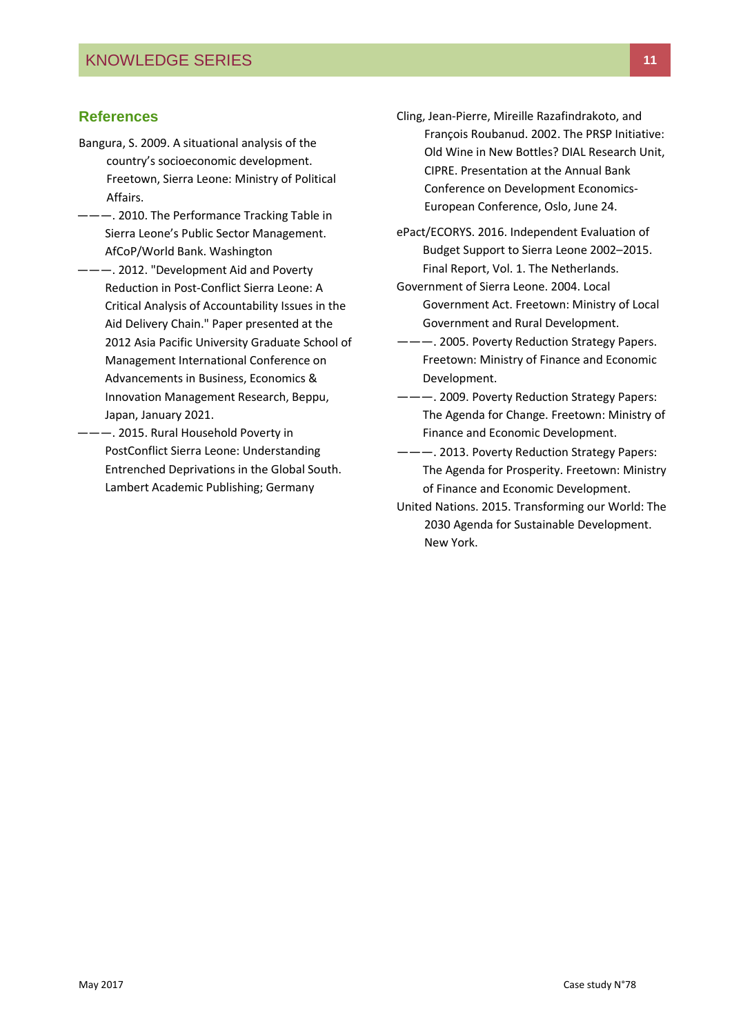## References

Bangura, S. 2009. A situational analysis of the country's socioeconomic development. Freetown, Sierra Leone: Ministry of Political Affairs.

———. 2010. The Performance Tracking Table in Sierra Leone's Public Sector Management. AfCoP/World Bank. Washington

———. 2012. "Development Aid and Poverty Reduction in Post-Conflict Sierra Leone: A Critical Analysis of Accountability Issues in the Aid Delivery Chain." Paper presented at the 2012 Asia Pacific University Graduate School of Management International Conference on Advancements in Business, Economics & Innovation Management Research, Beppu, Japan, January 2021.

———. 2015. Rural Household Poverty in PostConflict Sierra Leone: Understanding Entrenched Deprivations in the Global South. Lambert Academic Publishing; Germany

Cling, Jean-Pierre, Mireille Razafindrakoto, and François Roubanud. 2002. The PRSP Initiative: Old Wine in New Bottles? DIAL Research Unit, CIPRE. Presentation at the Annual Bank Conference on Development Economics-European Conference, Oslo, June 24.

ePact/ECORYS. 2016. Independent Evaluation of Budget Support to Sierra Leone 2002–2015. Final Report, Vol. 1. The Netherlands.

Government of Sierra Leone. 2004. Local Government Act. Freetown: Ministry of Local Government and Rural Development.

———. 2005. Poverty Reduction Strategy Papers. Freetown: Ministry of Finance and Economic Development.

———. 2009. Poverty Reduction Strategy Papers: The Agenda for Change. Freetown: Ministry of Finance and Economic Development.

———. 2013. Poverty Reduction Strategy Papers: The Agenda for Prosperity. Freetown: Ministry of Finance and Economic Development.

United Nations. 2015. Transforming our World: The 2030 Agenda for Sustainable Development. New York.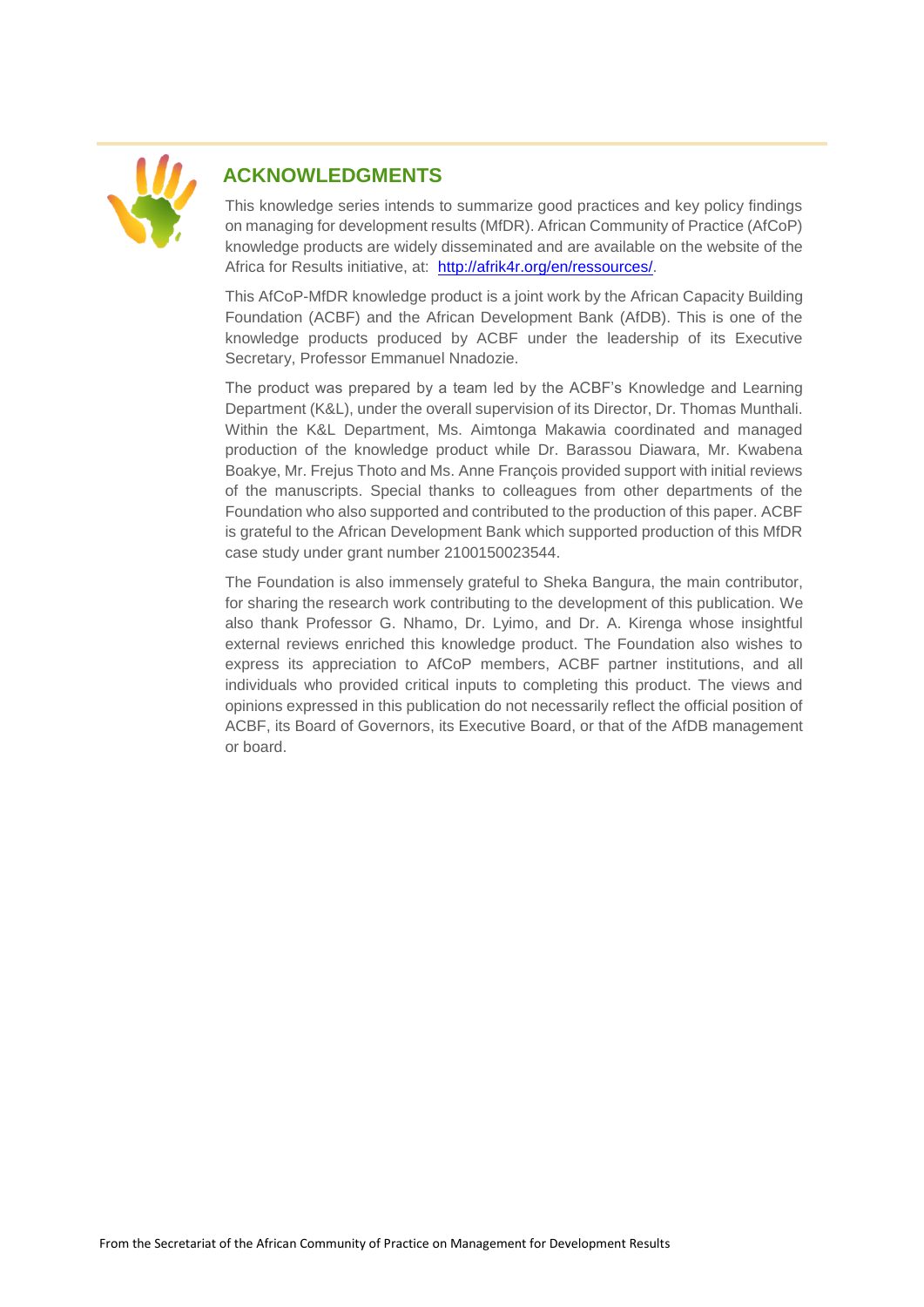## ACKNOWLEDGMENTS

This knowledge series intends to summarize good practices and key policy findings on managing for development results (MfDR). African Community of Practice (AfCoP) knowledge products are widely disseminated and are available on the website of the Africa for Results initiative, at: http://afrik4r.org/en/ressources/.

This AfCoP-MfDR knowledge product is a joint work by the African Capacity Building Foundation (ACBF) and the African Development Bank (AfDB). This is one of the knowledge products produced by ACBF under the leadership of its Executive Secretary, Professor Emmanuel Nnadozie.

The product was prepared by a team led by the ACBF's Knowledge and Learning Department (K&L), under the overall supervision of its Director, Dr. Thomas Munthali. Within the K&L Department, Ms. Aimtonga Makawia coordinated and managed production of the knowledge product while Dr. Barassou Diawara, Mr. Kwabena Boakye, Mr. Frejus Thoto and Ms. Anne François provided support with initial reviews of the manuscripts. Special thanks to colleagues from other departments of the Foundation who also supported and contributed to the production of this paper. ACBF is grateful to the African Development Bank which supported production of this MfDR case study under grant number 2100150023544.

The Foundation is also immensely grateful to Sheka Bangura, the main contributor, for sharing the research work contributing to the development of this publication. We also thank Professor G. Nhamo, Dr. Lyimo, and Dr. A. Kirenga whose insightful external reviews enriched this knowledge product. The Foundation also wishes to express its appreciation to AfCoP members, ACBF partner institutions, and all individuals who provided critical inputs to completing this product. The views and opinions expressed in this publication do not necessarily reflect the official position of ACBF, its Board of Governors, its Executive Board, or that of the AfDB management or board.